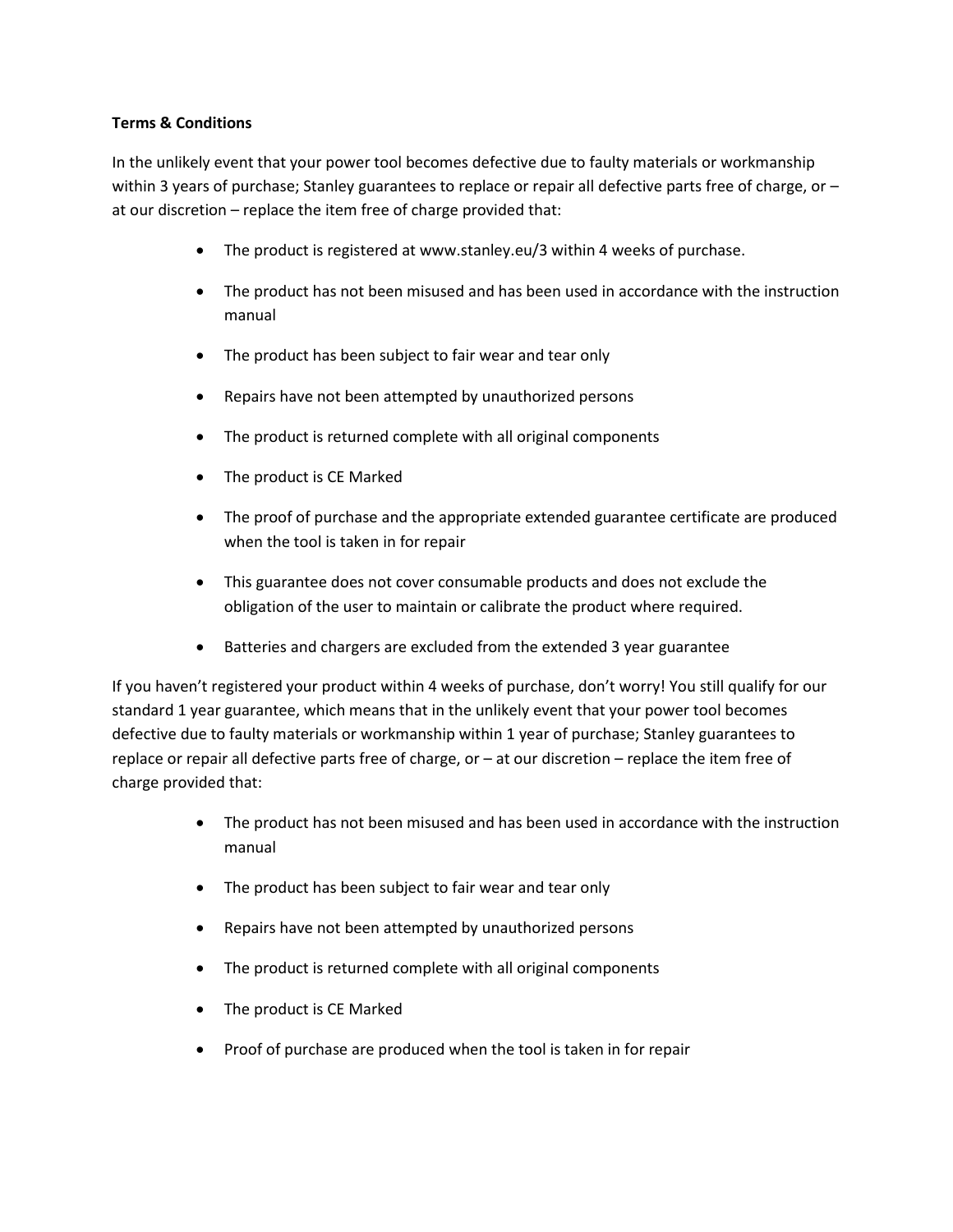**Terms & Conditions**

In the unlikely event that your power tool becomes defective due to faulty materials or workmanship within 3 years of purchase; Stanley guarantees to replace or repair all defective parts free of charge, or – at our discretion – replace the item free of charge provided that:

- The product is registered at www.stanley.eu/3 within 4 weeks of purchase.
- The product has not been misused and has been used in accordance with the instruction manual
- The product has been subject to fair wear and tear only
- Repairs have not been attempted by unauthorized persons
- The product is returned complete with all original components
- The product is CE Marked
- The proof of purchase and the appropriate extended guarantee certificate are produced when the tool is taken in for repair
- This guarantee does not cover consumable products and does not exclude the obligation of the user to maintain or calibrate the product where required.
- Batteries and chargers are excluded from the extended 3 year guarantee

If you haven't registered your product within 4 weeks of purchase, don't worry! You still qualify for our standard 1 year guarantee, which means that in the unlikely event that your power tool becomes defective due to faulty materials or workmanship within 1 year of purchase; Stanley guarantees to replace or repair all defective parts free of charge, or – at our discretion – replace the item free of charge provided that:

- The product has not been misused and has been used in accordance with the instruction manual
- The product has been subject to fair wear and tear only
- Repairs have not been attempted by unauthorized persons
- The product is returned complete with all original components
- The product is CE Marked
- Proof of purchase are produced when the tool is taken in for repair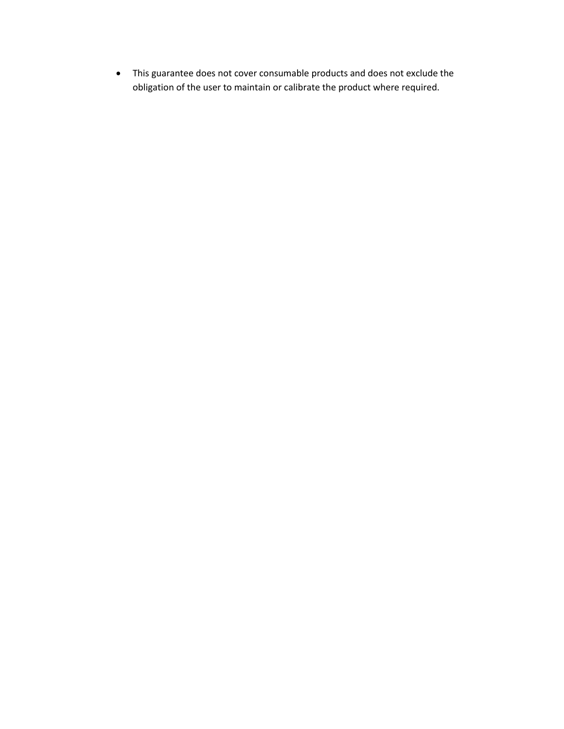- This guarantee does not cover consumable products and does not exclude the obligation of the user to maintain or calibrate the product where required.